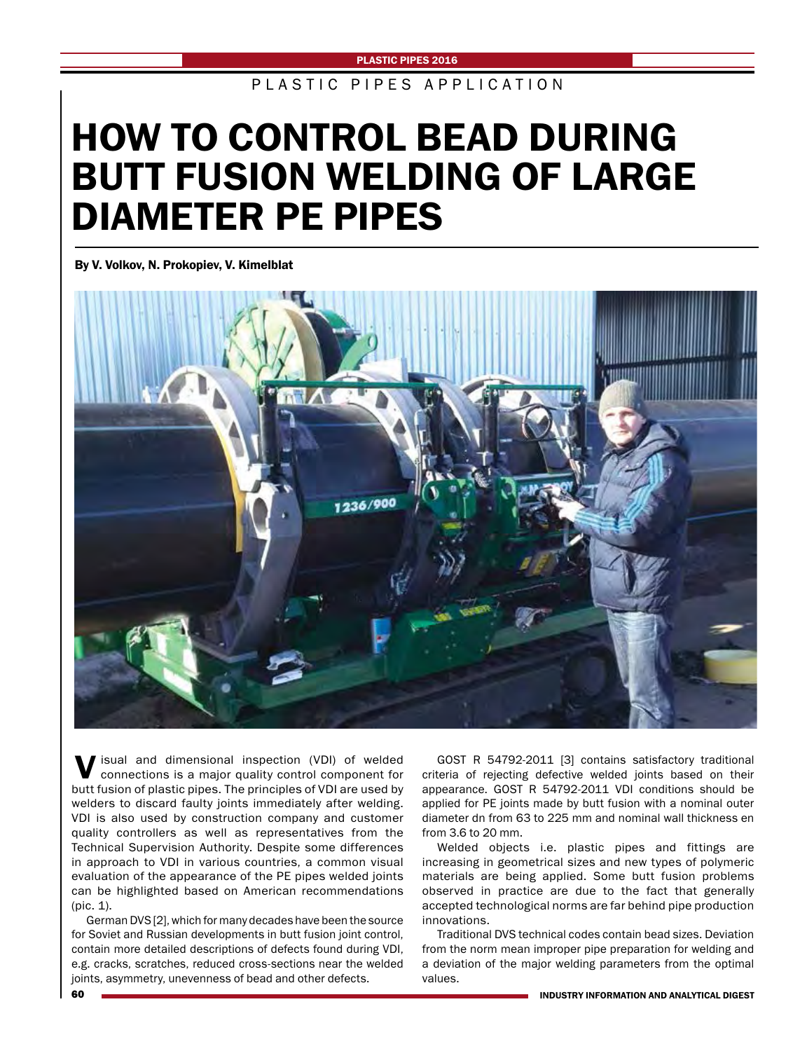PLASTIC PIPES APPLICATION

# HOW TO CONTROL BEAD DURING BUTT FUSION WELDING OF LARGE DIAMETER PE PIPES

**By V. Volkov, N. Prokopiev, V. Kimelblat**

Visual and dimensional inspection (VDI) of welded connections is a major quality control component for butt fusion of plastic pipes. The principles of VDI are used by welders to discard faulty joints immediately after welding. VDI is also used by construction company and customer quality controllers as well as representatives from the Technical Supervision Authority. Despite some differences in approach to VDI in various countries, a common visual evaluation of the appearance of the PE pipes welded joints can be highlighted based on American recommendations (pic. 1).

German DVS [2], which for many decades have been the source for Soviet and Russian developments in butt fusion joint control, contain more detailed descriptions of defects found during VDI, e.g. cracks, scratches, reduced cross-sections near the welded joints, asymmetry, unevenness of bead and other defects.

GOST R 54792-2011 [3] contains satisfactory traditional criteria of rejecting defective welded joints based on their appearance. GOST R 54792-2011 VDI conditions should be applied for PE joints made by butt fusion with a nominal outer diameter dn from 63 to 225 mm and nominal wall thickness en from 3.6 to 20 mm.

Welded objects i.e. plastic pipes and fittings are increasing in geometrical sizes and new types of polymeric materials are being applied. Some butt fusion problems observed in practice are due to the fact that generally accepted technological norms are far behind pipe production innovations.

Traditional DVS technical codes contain bead sizes. Deviation from the norm mean improper pipe preparation for welding and a deviation of the major welding parameters from the optimal values.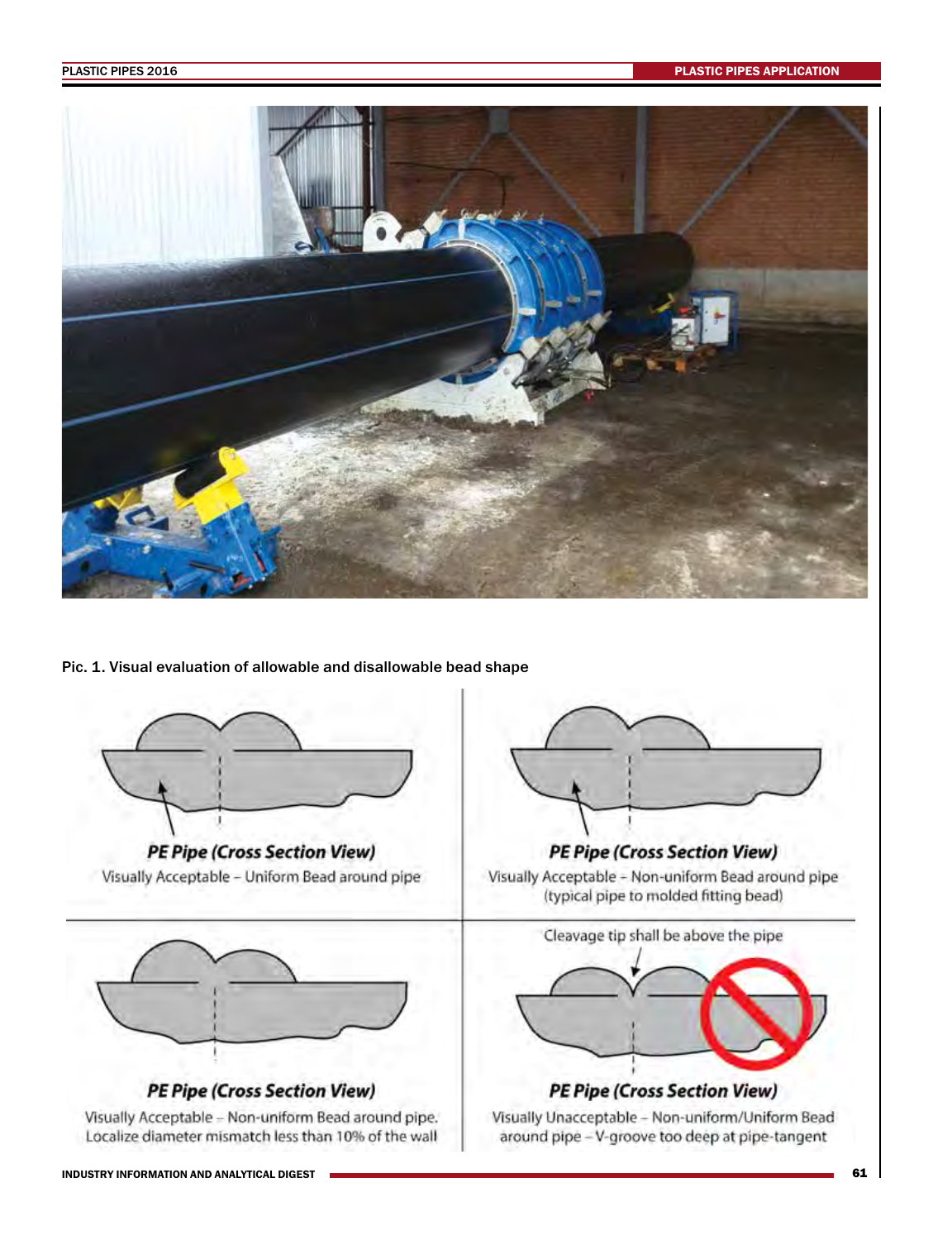Pic. 1. Visual evaluation of allowable and disallowable bead shape

PE Pipe (Cross Section View)
Visually Acceptable – Uniform Bead around pipe

PE Pipe (Cross Section View)
Visually Acceptable – Non-uniform Bead around pipe (typical pipe to molded fitting bead)

PE Pipe (Cross Section View)
Visually Acceptable – Non-uniform Bead around pipe. Localize diameter mismatch less than 10% of the wall

Cleavage tip shall be above the pipe

PE Pipe (Cross Section View)
Visually Unacceptable – Non-uniform/Uniform Bead around pipe – V-groove too deep at pipe-tangent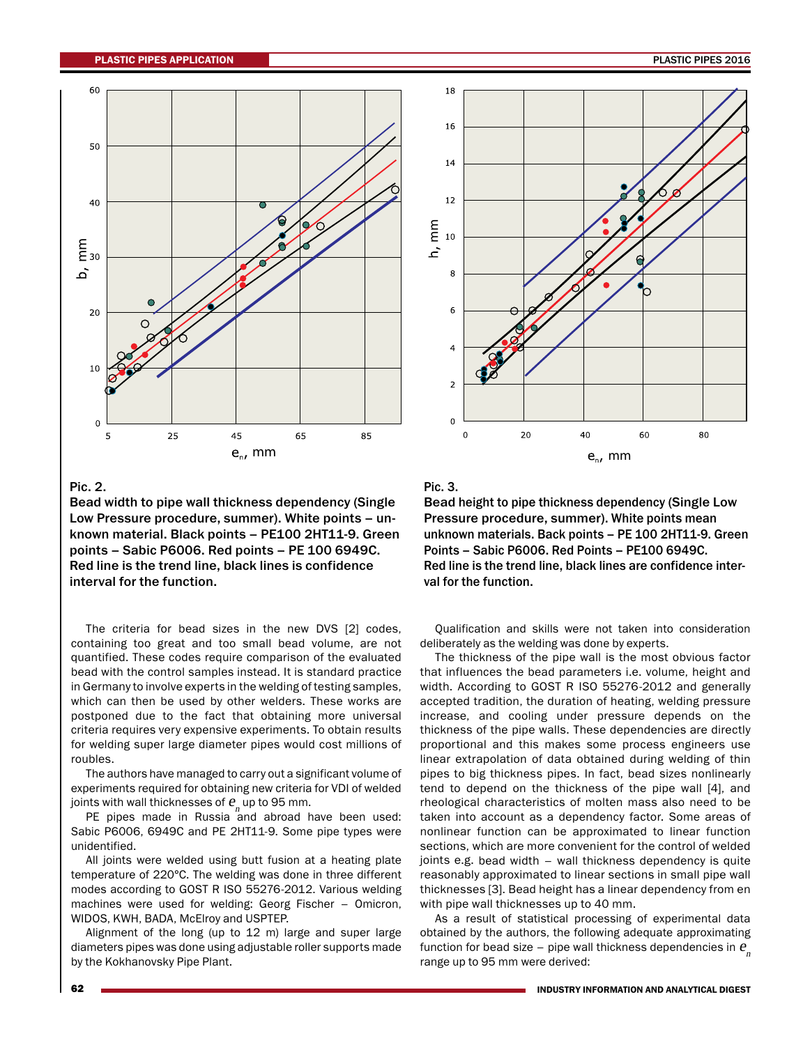Pic. 2.

**Bead width to pipe wall thickness dependency (Single Low Pressure procedure, summer). White points – unknown material. Black points – PE100 2HT11-9. Green points – Sabic P6006. Red points – PE 100 6949C. Red line is the trend line, black lines is confidence interval for the function.**

Pic. 3.

**Bead height to pipe thickness dependency (Single Low Pressure procedure, summer). White points mean unknown materials. Back points – PE 100 2HT11-9. Green Points – Sabic P6006. Red Points – PE100 6949C. Red line is the trend line, black lines are confidence interval for the function.**

The criteria for bead sizes in the new DVS [2] codes, containing too great and too small bead volume, are not quantified. These codes require comparison of the evaluated bead with the control samples instead. It is standard practice in Germany to involve experts in the welding of testing samples, which can then be used by other welders. These works are postponed due to the fact that obtaining more universal criteria requires very expensive experiments. To obtain results for welding super large diameter pipes would cost millions of roubles.

The authors have managed to carry out a significant volume of experiments required for obtaining new criteria for VDI of welded joints with wall thicknesses of $e_n$ up to 95 mm.

PE pipes made in Russia and abroad have been used: Sabic P6006, 6949C and PE 2HT11-9. Some pipe types were unidentified.

All joints were welded using butt fusion at a heating plate temperature of 220°C. The welding was done in three different modes according to GOST R ISO 55276-2012. Various welding machines were used for welding: Georg Fischer – Omicron, WIDOS, KWH, BADA, McElroy and USPTEP.

Alignment of the long (up to 12 m) large and super large diameters pipes was done using adjustable roller supports made by the Kokhanovsky Pipe Plant.

Qualification and skills were not taken into consideration deliberately as the welding was done by experts.

The thickness of the pipe wall is the most obvious factor that influences the bead parameters i.e. volume, height and width. According to GOST R ISO 55276-2012 and generally accepted tradition, the duration of heating, welding pressure increase, and cooling under pressure depends on the thickness of the pipe walls. These dependencies are directly proportional and this makes some process engineers use linear extrapolation of data obtained during welding of thin pipes to big thickness pipes. In fact, bead sizes nonlinearly tend to depend on the thickness of the pipe wall [4], and rheological characteristics of molten mass also need to be taken into account as a dependency factor. Some areas of nonlinear function can be approximated to linear function sections, which are more convenient for the control of welded joints e.g. bead width – wall thickness dependency is quite reasonably approximated to linear sections in small pipe wall thicknesses [3]. Bead height has a linear dependency from en with pipe wall thicknesses up to 40 mm.

As a result of statistical processing of experimental data obtained by the authors, the following adequate approximating function for bead size – pipe wall thickness dependencies in $e_n$ range up to 95 mm were derived: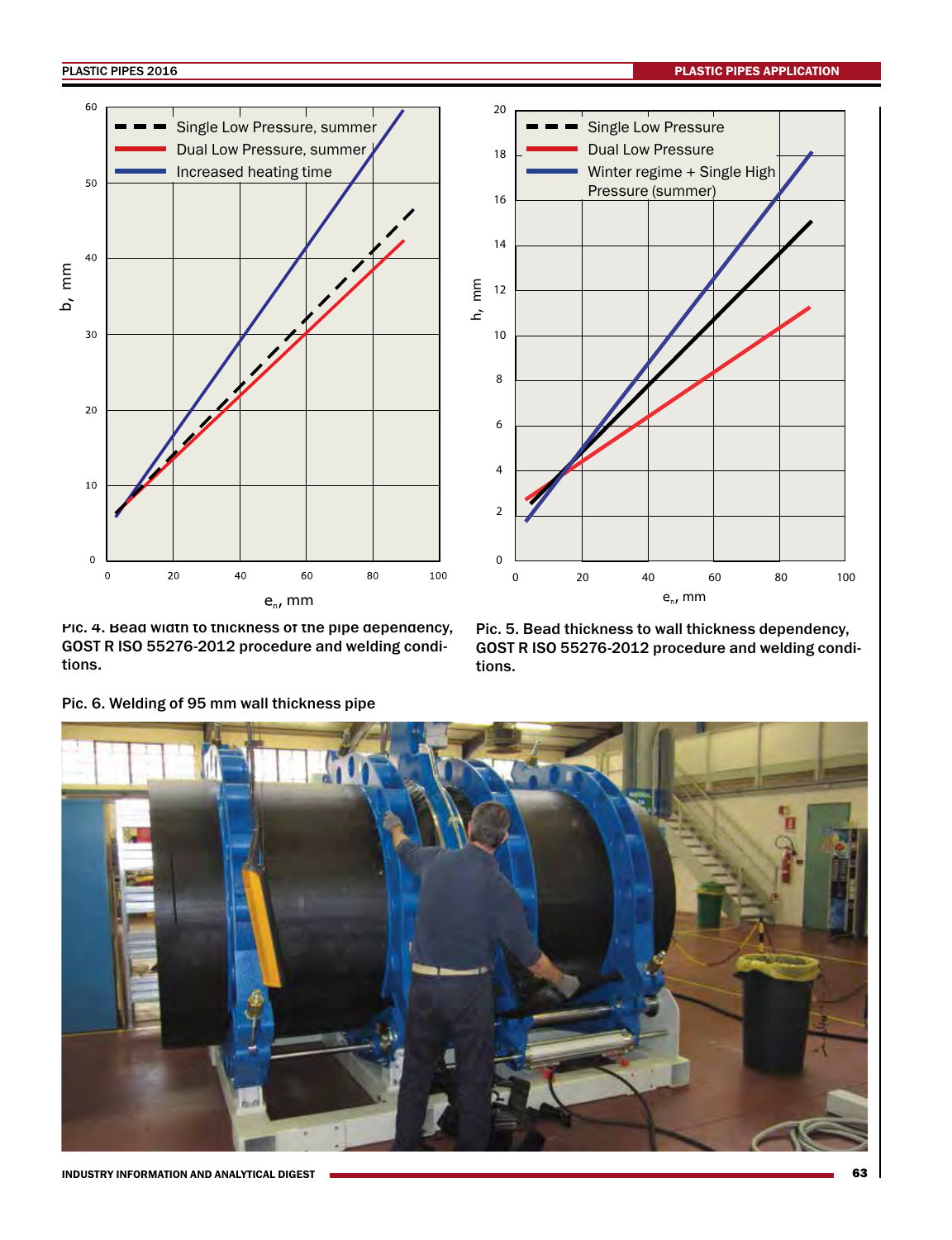Pic. 4. Bead width to thickness of the pipe dependency, GOST R ISO 55276-2012 procedure and welding conditions.

Pic. 5. Bead thickness to wall thickness dependency, GOST R ISO 55276-2012 procedure and welding conditions.

Pic. 6. Welding of 95 mm wall thickness pipe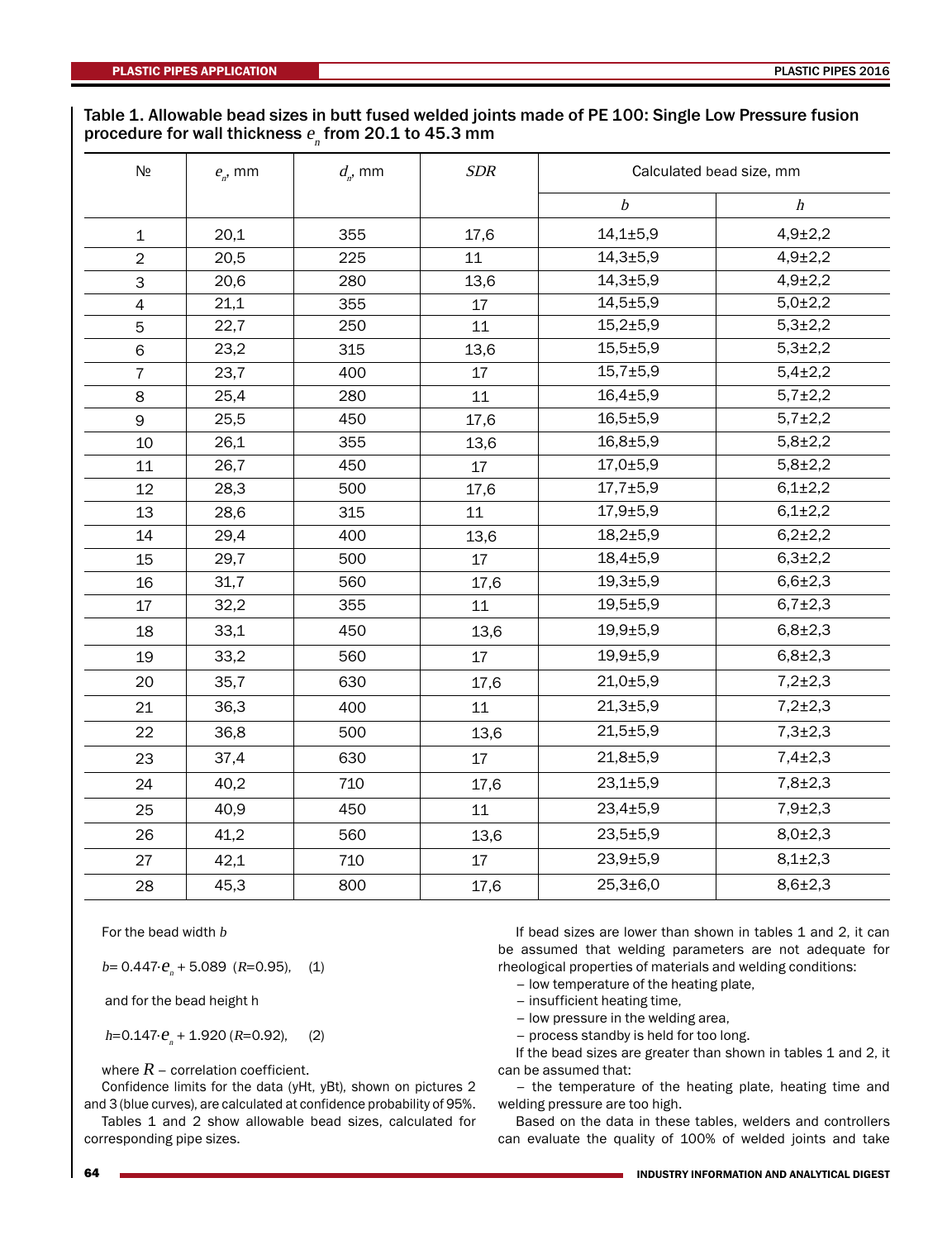Table 1. Allowable bead sizes in butt fused welded joints made of PE 100: Single Low Pressure fusion procedure for wall thickness $e_n$ from 20.1 to 45.3 mm

| № | $e_n$, mm | $d_n$, mm | $SDR$ | Calculated bead size, mm | |
|---|---|---|---|---|---|
| | | | | $b$ | $h$ |
| 1 | 20,1 | 355 | 17,6 | 14,1±5,9 | 4,9±2,2 |
| 2 | 20,5 | 225 | 11 | 14,3±5,9 | 4,9±2,2 |
| 3 | 20,6 | 280 | 13,6 | 14,3±5,9 | 4,9±2,2 |
| 4 | 21,1 | 355 | 17 | 14,5±5,9 | 5,0±2,2 |
| 5 | 22,7 | 250 | 11 | 15,2±5,9 | 5,3±2,2 |
| 6 | 23,2 | 315 | 13,6 | 15,5±5,9 | 5,3±2,2 |
| 7 | 23,7 | 400 | 17 | 15,7±5,9 | 5,4±2,2 |
| 8 | 25,4 | 280 | 11 | 16,4±5,9 | 5,7±2,2 |
| 9 | 25,5 | 450 | 17,6 | 16,5±5,9 | 5,7±2,2 |
| 10 | 26,1 | 355 | 13,6 | 16,8±5,9 | 5,8±2,2 |
| 11 | 26,7 | 450 | 17 | 17,0±5,9 | 5,8±2,2 |
| 12 | 28,3 | 500 | 17,6 | 17,7±5,9 | 6,1±2,2 |
| 13 | 28,6 | 315 | 11 | 17,9±5,9 | 6,1±2,2 |
| 14 | 29,4 | 400 | 13,6 | 18,2±5,9 | 6,2±2,2 |
| 15 | 29,7 | 500 | 17 | 18,4±5,9 | 6,3±2,2 |
| 16 | 31,7 | 560 | 17,6 | 19,3±5,9 | 6,6±2,3 |
| 17 | 32,2 | 355 | 11 | 19,5±5,9 | 6,7±2,3 |
| 18 | 33,1 | 450 | 13,6 | 19,9±5,9 | 6,8±2,3 |
| 19 | 33,2 | 560 | 17 | 19,9±5,9 | 6,8±2,3 |
| 20 | 35,7 | 630 | 17,6 | 21,0±5,9 | 7,2±2,3 |
| 21 | 36,3 | 400 | 11 | 21,3±5,9 | 7,2±2,3 |
| 22 | 36,8 | 500 | 13,6 | 21,5±5,9 | 7,3±2,3 |
| 23 | 37,4 | 630 | 17 | 21,8±5,9 | 7,4±2,3 |
| 24 | 40,2 | 710 | 17,6 | 23,1±5,9 | 7,8±2,3 |
| 25 | 40,9 | 450 | 11 | 23,4±5,9 | 7,9±2,3 |
| 26 | 41,2 | 560 | 13,6 | 23,5±5,9 | 8,0±2,3 |
| 27 | 42,1 | 710 | 17 | 23,9±5,9 | 8,1±2,3 |
| 28 | 45,3 | 800 | 17,6 | 25,3±6,0 | 8,6±2,3 |

For the bead width $b$

$$b = 0.447 \cdot e_n + 5.089 \quad (R=0.95), \qquad (1)$$

and for the bead height h

$$h = 0.147 \cdot e_n + 1.920 \quad (R=0.92), \qquad (2)$$

where $R$ – correlation coefficient.

Confidence limits for the data (yHt, yBt), shown on pictures 2 and 3 (blue curves), are calculated at confidence probability of 95%.

Tables 1 and 2 show allowable bead sizes, calculated for corresponding pipe sizes.

If bead sizes are lower than shown in tables 1 and 2, it can be assumed that welding parameters are not adequate for rheological properties of materials and welding conditions:

- low temperature of the heating plate,
- insufficient heating time,
- low pressure in the welding area,
- process standby is held for too long.

If the bead sizes are greater than shown in tables 1 and 2, it can be assumed that:

- the temperature of the heating plate, heating time and welding pressure are too high.

Based on the data in these tables, welders and controllers can evaluate the quality of 100% of welded joints and take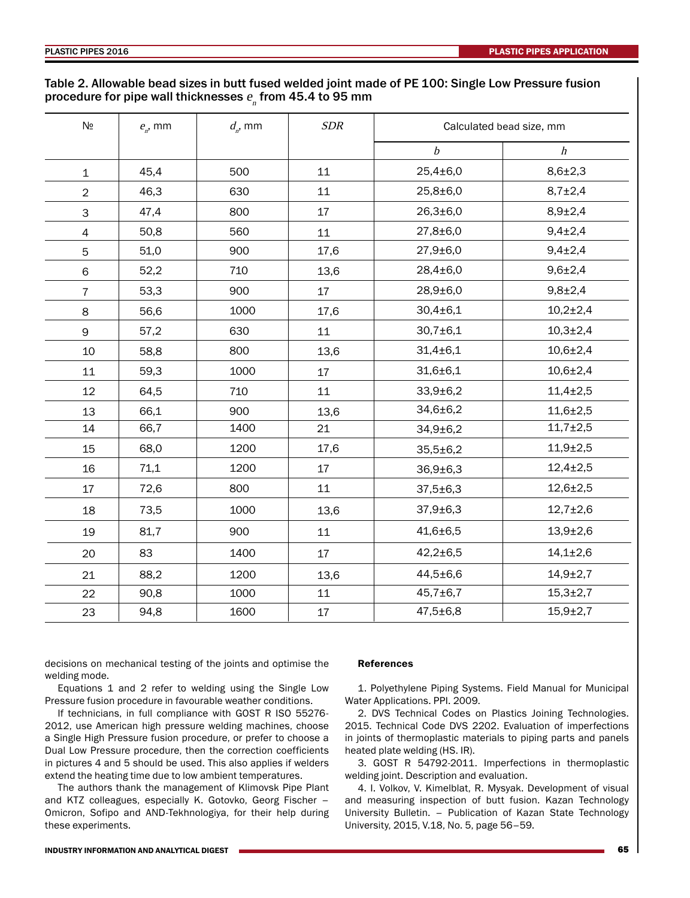**Table 2. Allowable bead sizes in butt fused welded joint made of PE 100: Single Low Pressure fusion procedure for pipe wall thickness $e_n$ from 45.4 to 95 mm**

| № | $e_n$, mm | $d_n$, mm | *SDR* | Calculated bead size, mm | |
|---|---|---|---|---|---|
| | | | | *b* | *h* |
| 1 | 45,4 | 500 | 11 | 25,4±6,0 | 8,6±2,3 |
| 2 | 46,3 | 630 | 11 | 25,8±6,0 | 8,7±2,4 |
| 3 | 47,4 | 800 | 17 | 26,3±6,0 | 8,9±2,4 |
| 4 | 50,8 | 560 | 11 | 27,8±6,0 | 9,4±2,4 |
| 5 | 51,0 | 900 | 17,6 | 27,9±6,0 | 9,4±2,4 |
| 6 | 52,2 | 710 | 13,6 | 28,4±6,0 | 9,6±2,4 |
| 7 | 53,3 | 900 | 17 | 28,9±6,0 | 9,8±2,4 |
| 8 | 56,6 | 1000 | 17,6 | 30,4±6,1 | 10,2±2,4 |
| 9 | 57,2 | 630 | 11 | 30,7±6,1 | 10,3±2,4 |
| 10 | 58,8 | 800 | 13,6 | 31,4±6,1 | 10,6±2,4 |
| 11 | 59,3 | 1000 | 17 | 31,6±6,1 | 10,6±2,4 |
| 12 | 64,5 | 710 | 11 | 33,9±6,2 | 11,4±2,5 |
| 13 | 66,1 | 900 | 13,6 | 34,6±6,2 | 11,6±2,5 |
| 14 | 66,7 | 1400 | 21 | 34,9±6,2 | 11,7±2,5 |
| 15 | 68,0 | 1200 | 17,6 | 35,5±6,2 | 11,9±2,5 |
| 16 | 71,1 | 1200 | 17 | 36,9±6,3 | 12,4±2,5 |
| 17 | 72,6 | 800 | 11 | 37,5±6,3 | 12,6±2,5 |
| 18 | 73,5 | 1000 | 13,6 | 37,9±6,3 | 12,7±2,6 |
| 19 | 81,7 | 900 | 11 | 41,6±6,5 | 13,9±2,6 |
| 20 | 83 | 1400 | 17 | 42,2±6,5 | 14,1±2,6 |
| 21 | 88,2 | 1200 | 13,6 | 44,5±6,6 | 14,9±2,7 |
| 22 | 90,8 | 1000 | 11 | 45,7±6,7 | 15,3±2,7 |
| 23 | 94,8 | 1600 | 17 | 47,5±6,8 | 15,9±2,7 |

decisions on mechanical testing of the joints and optimise the welding mode.

Equations 1 and 2 refer to welding using the Single Low Pressure fusion procedure in favourable weather conditions.

If technicians, in full compliance with GOST R ISO 55276-2012, use American high pressure welding machines, choose a Single High Pressure fusion procedure, or prefer to choose a Dual Low Pressure procedure, then the correction coefficients in pictures 4 and 5 should be used. This also applies if welders extend the heating time due to low ambient temperatures.

The authors thank the management of Klimovsk Pipe Plant and KTZ colleagues, especially K. Gotovko, Georg Fischer – Omicron, Sofipo and AND-Tekhnologiya, for their help during these experiments.

**References**

1. Polyethylene Piping Systems. Field Manual for Municipal Water Applications. PPI. 2009.
2. DVS Technical Codes on Plastics Joining Technologies. 2015. Technical Code DVS 2202. Evaluation of imperfections in joints of thermoplastic materials to piping parts and panels heated plate welding (HS. IR).
3. GOST R 54792-2011. Imperfections in thermoplastic welding joint. Description and evaluation.
4. I. Volkov, V. Kimelblat, R. Mysyak. Development of visual and measuring inspection of butt fusion. Kazan Technology University Bulletin. – Publication of Kazan State Technology University, 2015, V.18, No. 5, page 56–59.